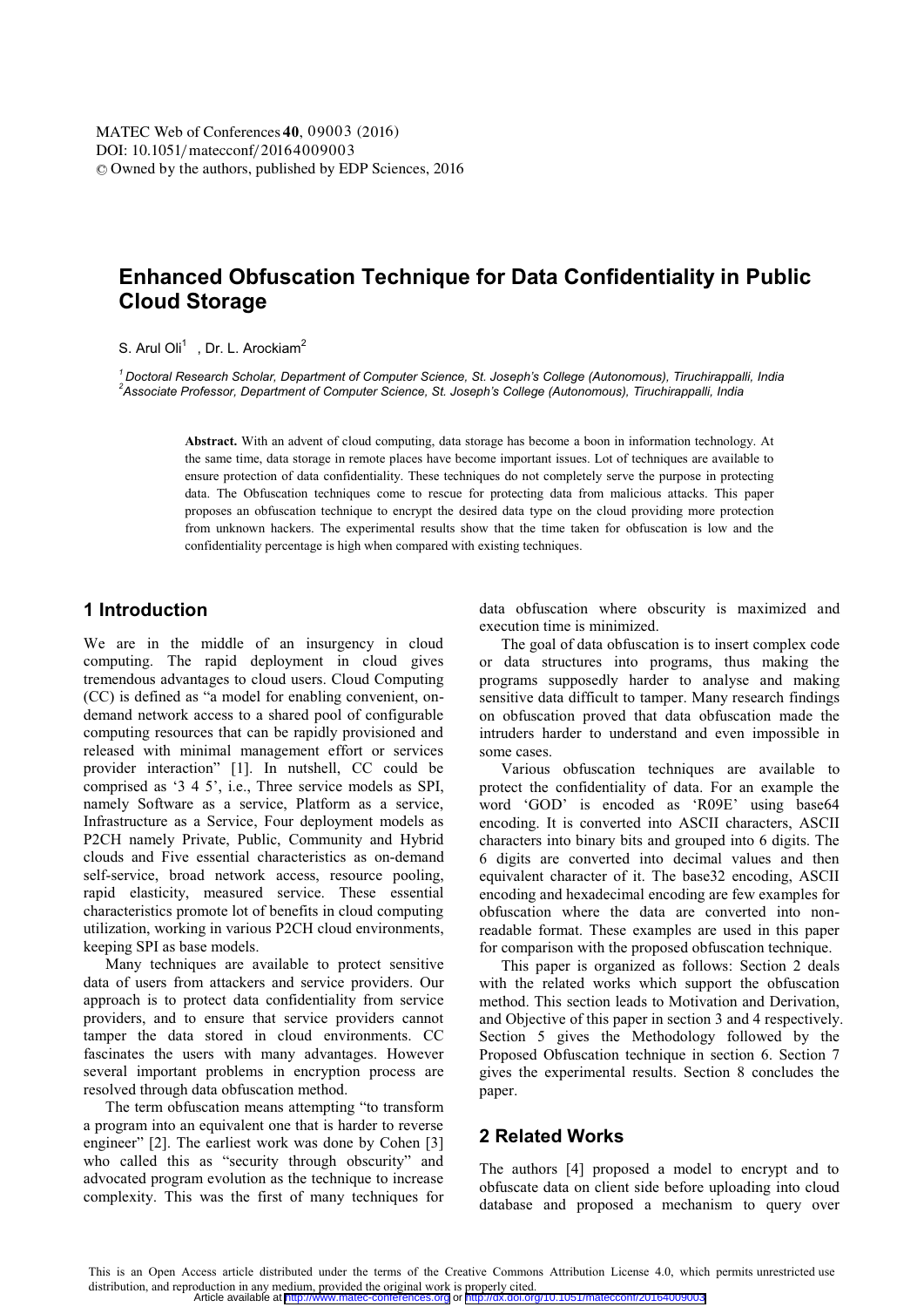# Enhanced Obfuscation Technique for Data Confidentiality in Public Cloud Storage

S. Arul Oli[1] , Dr. L. Arockiam[2]

[1] *Doctoral Research Scholar, Department of Computer Science, St. Joseph's College (Autonomous), Tiruchirappalli, India*
[2] *Associate Professor, Department of Computer Science, St. Joseph's College (Autonomous), Tiruchirappalli, India*

**Abstract.** With an advent of cloud computing, data storage has become a boon in information technology. At the same time, data storage in remote places have become important issues. Lot of techniques are available to ensure protection of data confidentiality. These techniques do not completely serve the purpose in protecting data. The Obfuscation techniques come to rescue for protecting data from malicious attacks. This paper proposes an obfuscation technique to encrypt the desired data type on the cloud providing more protection from unknown hackers. The experimental results show that the time taken for obfuscation is low and the confidentiality percentage is high when compared with existing techniques.

## 1 Introduction

We are in the middle of an insurgency in cloud computing. The rapid deployment in cloud gives tremendous advantages to cloud users. Cloud Computing (CC) is defined as "a model for enabling convenient, on-demand network access to a shared pool of configurable computing resources that can be rapidly provisioned and released with minimal management effort or services provider interaction" [1]. In nutshell, CC could be comprised as '3 4 5', i.e., Three service models as SPI, namely Software as a service, Platform as a service, Infrastructure as a Service, Four deployment models as P2CH namely Private, Public, Community and Hybrid clouds and Five essential characteristics as on-demand self-service, broad network access, resource pooling, rapid elasticity, measured service. These essential characteristics promote lot of benefits in cloud computing utilization, working in various P2CH cloud environments, keeping SPI as base models.

Many techniques are available to protect sensitive data of users from attackers and service providers. Our approach is to protect data confidentiality from service providers, and to ensure that service providers cannot tamper the data stored in cloud environments. CC fascinates the users with many advantages. However several important problems in encryption process are resolved through data obfuscation method.

The term obfuscation means attempting "to transform a program into an equivalent one that is harder to reverse engineer" [2]. The earliest work was done by Cohen [3] who called this as "security through obscurity" and advocated program evolution as the technique to increase complexity. This was the first of many techniques for data obfuscation where obscurity is maximized and execution time is minimized.

The goal of data obfuscation is to insert complex code or data structures into programs, thus making the programs supposedly harder to analyse and making sensitive data difficult to tamper. Many research findings on obfuscation proved that data obfuscation made the intruders harder to understand and even impossible in some cases.

Various obfuscation techniques are available to protect the confidentiality of data. For an example the word 'GOD' is encoded as 'R09E' using base64 encoding. It is converted into ASCII characters, ASCII characters into binary bits and grouped into 6 digits. The 6 digits are converted into decimal values and then equivalent character of it. The base32 encoding, ASCII encoding and hexadecimal encoding are few examples for obfuscation where the data are converted into non-readable format. These examples are used in this paper for comparison with the proposed obfuscation technique.

This paper is organized as follows: Section 2 deals with the related works which support the obfuscation method. This section leads to Motivation and Derivation, and Objective of this paper in section 3 and 4 respectively. Section 5 gives the Methodology followed by the Proposed Obfuscation technique in section 6. Section 7 gives the experimental results. Section 8 concludes the paper.

## 2 Related Works

The authors [4] proposed a model to encrypt and to obfuscate data on client side before uploading into cloud database and proposed a mechanism to query over

This is an Open Access article distributed under the terms of the Creative Commons Attribution License 4.0, which permits unrestricted use distribution, and reproduction in any medium, provided the original work is properly cited.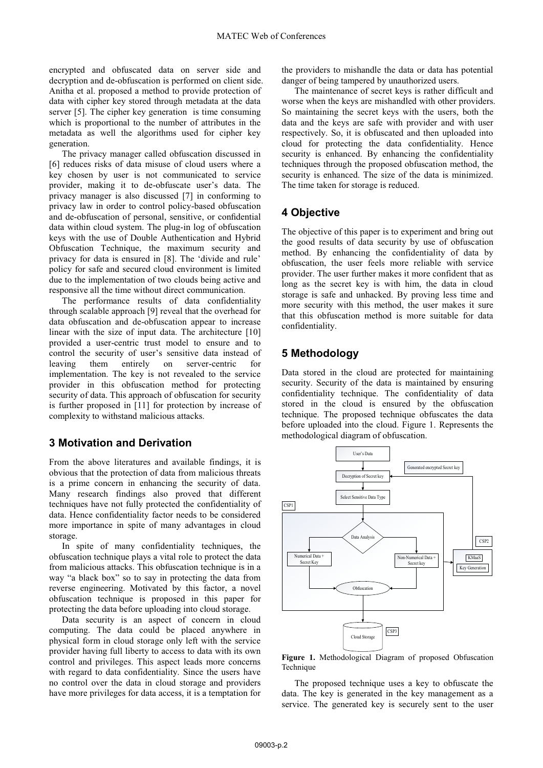encrypted and obfuscated data on server side and decryption and de-obfuscation is performed on client side. Anitha et al. proposed a method to provide protection of data with cipher key stored through metadata at the data server [5]. The cipher key generation is time consuming which is proportional to the number of attributes in the metadata as well the algorithms used for cipher key generation.

The privacy manager called obfuscation discussed in [6] reduces risks of data misuse of cloud users where a key chosen by user is not communicated to service provider, making it to de-obfuscate user's data. The privacy manager is also discussed [7] in conforming to privacy law in order to control policy-based obfuscation and de-obfuscation of personal, sensitive, or confidential data within cloud system. The plug-in log of obfuscation keys with the use of Double Authentication and Hybrid Obfuscation Technique, the maximum security and privacy for data is ensured in [8]. The 'divide and rule' policy for safe and secured cloud environment is limited due to the implementation of two clouds being active and responsive all the time without direct communication.

The performance results of data confidentiality through scalable approach [9] reveal that the overhead for data obfuscation and de-obfuscation appear to increase linear with the size of input data. The architecture [10] provided a user-centric trust model to ensure and to control the security of user's sensitive data instead of leaving them entirely on server-centric for implementation. The key is not revealed to the service provider in this obfuscation method for protecting security of data. This approach of obfuscation for security is further proposed in [11] for protection by increase of complexity to withstand malicious attacks.

## 3 Motivation and Derivation

From the above literatures and available findings, it is obvious that the protection of data from malicious threats is a prime concern in enhancing the security of data. Many research findings also proved that different techniques have not fully protected the confidentiality of data. Hence confidentiality factor needs to be considered more importance in spite of many advantages in cloud storage.

In spite of many confidentiality techniques, the obfuscation technique plays a vital role to protect the data from malicious attacks. This obfuscation technique is in a way "a black box" so to say in protecting the data from reverse engineering. Motivated by this factor, a novel obfuscation technique is proposed in this paper for protecting the data before uploading into cloud storage.

Data security is an aspect of concern in cloud computing. The data could be placed anywhere in physical form in cloud storage only left with the service provider having full liberty to access to data with its own control and privileges. This aspect leads more concerns with regard to data confidentiality. Since the users have no control over the data in cloud storage and providers have more privileges for data access, it is a temptation for the providers to mishandle the data or data has potential danger of being tampered by unauthorized users.

The maintenance of secret keys is rather difficult and worse when the keys are mishandled with other providers. So maintaining the secret keys with the users, both the data and the keys are safe with provider and with user respectively. So, it is obfuscated and then uploaded into cloud for protecting the data confidentiality. Hence security is enhanced. By enhancing the confidentiality techniques through the proposed obfuscation method, the security is enhanced. The size of the data is minimized. The time taken for storage is reduced.

## 4 Objective

The objective of this paper is to experiment and bring out the good results of data security by use of obfuscation method. By enhancing the confidentiality of data by obfuscation, the user feels more reliable with service provider. The user further makes it more confident that as long as the secret key is with him, the data in cloud storage is safe and unhacked. By proving less time and more security with this method, the user makes it sure that this obfuscation method is more suitable for data confidentiality.

## 5 Methodology

Data stored in the cloud are protected for maintaining security. Security of the data is maintained by ensuring confidentiality technique. The confidentiality of data stored in the cloud is ensured by the obfuscation technique. The proposed technique obfuscates the data before uploaded into the cloud. Figure 1. Represents the methodological diagram of obfuscation.

**Figure 1.** Methodological Diagram of proposed Obfuscation Technique

The proposed technique uses a key to obfuscate the data. The key is generated in the key management as a service. The generated key is securely sent to the user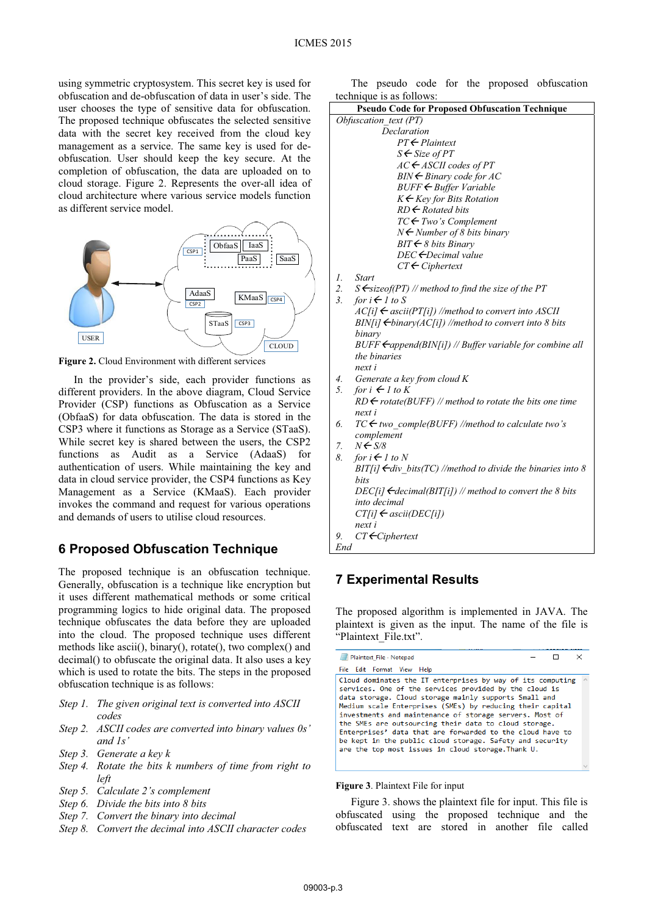using symmetric cryptosystem. This secret key is used for obfuscation and de-obfuscation of data in user's side. The user chooses the type of sensitive data for obfuscation. The proposed technique obfuscates the selected sensitive data with the secret key received from the cloud key management as a service. The same key is used for de-obfuscation. User should keep the key secure. At the completion of obfuscation, the data are uploaded on to cloud storage. Figure 2. Represents the over-all idea of cloud architecture where various service models function as different service model.

**Figure 2.** Cloud Environment with different services

In the provider's side, each provider functions as different providers. In the above diagram, Cloud Service Provider (CSP) functions as Obfuscation as a Service (ObfaaS) for data obfuscation. The data is stored in the CSP3 where it functions as Storage as a Service (STaaS). While secret key is shared between the users, the CSP2 functions as Audit as a Service (AdaaS) for authentication of users. While maintaining the key and data in cloud service provider, the CSP4 functions as Key Management as a Service (KMaaS). Each provider invokes the command and request for various operations and demands of users to utilise cloud resources.

## 6 Proposed Obfuscation Technique

The proposed technique is an obfuscation technique. Generally, obfuscation is a technique like encryption but it uses different mathematical methods or some critical programming logics to hide original data. The proposed technique obfuscates the data before they are uploaded into the cloud. The proposed technique uses different methods like ascii(), binary(), rotate(), two complex() and decimal() to obfuscate the original data. It also uses a key which is used to rotate the bits. The steps in the proposed obfuscation technique is as follows:

Step 1. *The given original text is converted into ASCII codes*
Step 2. *ASCII codes are converted into binary values 0s' and 1s'*
Step 3. *Generate a key k*
Step 4. *Rotate the bits k numbers of time from right to left*
Step 5. *Calculate 2's complement*
Step 6. *Divide the bits into 8 bits*
Step 7. *Convert the binary into decimal*
Step 8. *Convert the decimal into ASCII character codes*

The pseudo code for the proposed obfuscation technique is as follows:

**Pseudo Code for Proposed Obfuscation Technique**

```
Obfuscation_text (PT)
    Declaration
        PT ← Plaintext
        S ← Size of PT
        AC ← ASCII codes of PT
        BIN ← Binary code for AC
        BUFF ← Buffer Variable
        K ← Key for Bits Rotation
        RD ← Rotated bits
        TC ← Two's Complement
        N ← Number of 8 bits binary
        BIT ← 8 bits Binary
        DEC ←Decimal value
        CT ← Ciphertext
1. Start
2. S ←sizeof(PT) // method to find the size of the PT
3. for i ← 1 to S
     AC[i] ← ascii(PT[i]) //method to convert into ASCII
     BIN[i] ←binary(AC[i]) //method to convert into 8 bits binary
     BUFF ←append(BIN[i]) // Buffer variable for combine all the binaries
     next i
4. Generate a key from cloud K
5. for i ← 1 to K
     RD ← rotate(BUFF) // method to rotate the bits one time
     next i
6. TC ← two_comple(BUFF) //method to calculate two's complement
7. N ← S/8
8. for i ← 1 to N
     BIT[i] ←div_bits(TC) //method to divide the binaries into 8 bits
     DEC[i] ←decimal(BIT[i]) // method to convert the 8 bits into decimal
     CT[i] ← ascii(DEC[i])
     next i
9. CT ←Ciphertext
End
```

## 7 Experimental Results

The proposed algorithm is implemented in JAVA. The plaintext is given as the input. The name of the file is "Plaintext_File.txt".

```
Cloud dominates the IT enterprises by way of its computing services. One of the services provided by the cloud is data storage. Cloud storage mainly supports Small and Medium scale Enterprises (SMEs) by reducing their capital investments and maintenance of storage servers. Most of the SMEs are outsourcing their data to cloud storage. Enterprises' data that are forwarded to the cloud have to be kept in the public cloud storage. Safety and security are the top most issues in cloud storage.Thank U.
```

**Figure 3**. Plaintext File for input

Figure 3. shows the plaintext file for input. This file is obfuscated using the proposed technique and the obfuscated text are stored in another file called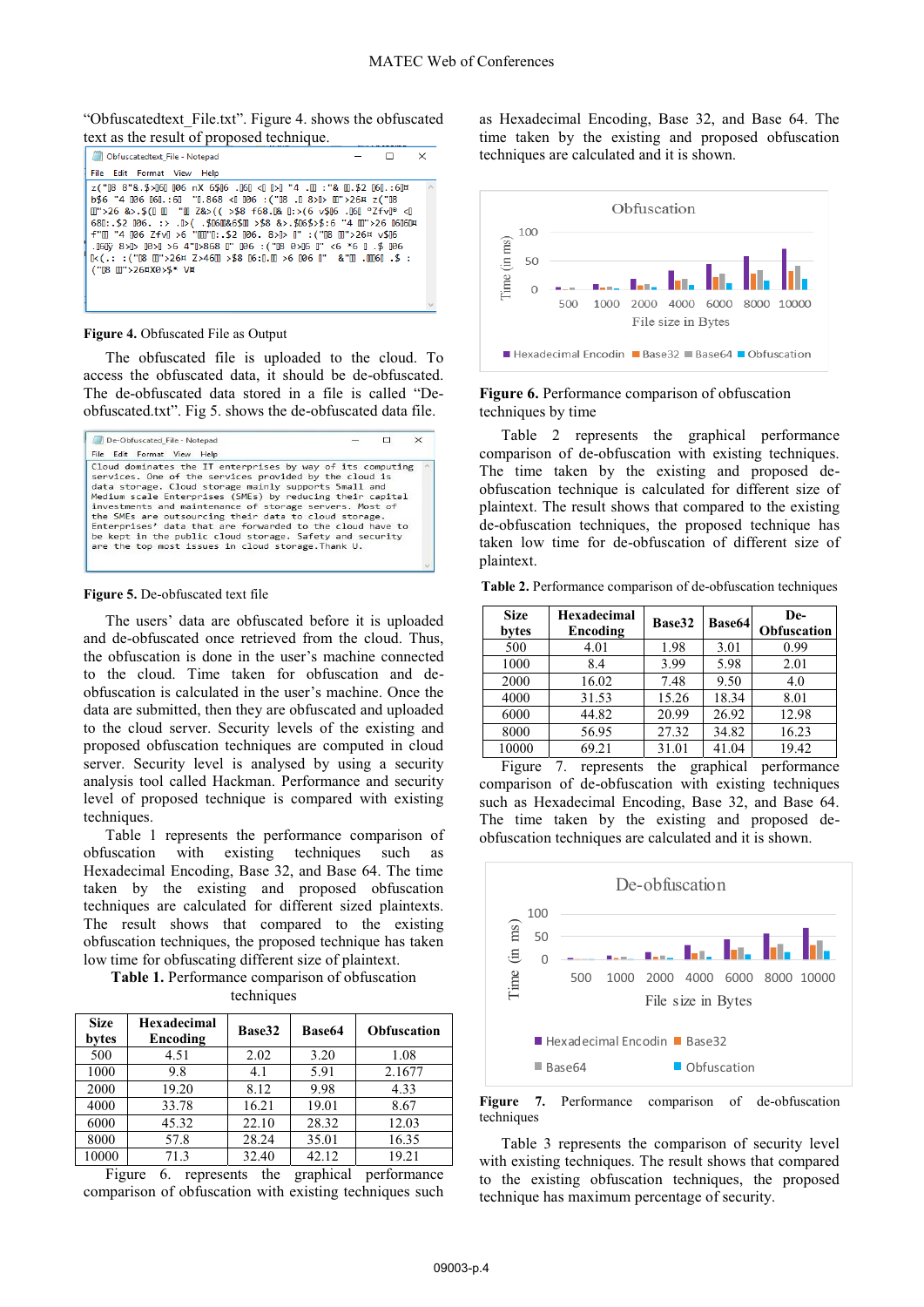"Obfuscatedtext_File.txt". Figure 4. shows the obfuscated text as the result of proposed technique.

**Figure 4.** Obfuscated File as Output

The obfuscated file is uploaded to the cloud. To access the obfuscated data, it should be de-obfuscated. The de-obfuscated data stored in a file is called "De-obfuscated.txt". Fig 5. shows the de-obfuscated data file.

**Figure 5.** De-obfuscated text file

The users' data are obfuscated before it is uploaded and de-obfuscated once retrieved from the cloud. Thus, the obfuscation is done in the user's machine connected to the cloud. Time taken for obfuscation and de-obfuscation is calculated in the user's machine. Once the data are submitted, then they are obfuscated and uploaded to the cloud server. Security levels of the existing and proposed obfuscation techniques are computed in cloud server. Security level is analysed by using a security analysis tool called Hackman. Performance and security level of proposed technique is compared with existing techniques.

Table 1 represents the performance comparison of obfuscation with existing techniques such as Hexadecimal Encoding, Base 32, and Base 64. The time taken by the existing and proposed obfuscation techniques are calculated for different sized plaintexts. The result shows that compared to the existing obfuscation techniques, the proposed technique has taken low time for obfuscating different size of plaintext.

**Table 1.** Performance comparison of obfuscation techniques

| Size bytes | Hexadecimal Encoding | Base32 | Base64 | Obfuscation |
|---|---|---|---|---|
| 500 | 4.51 | 2.02 | 3.20 | 1.08 |
| 1000 | 9.8 | 4.1 | 5.91 | 2.1677 |
| 2000 | 19.20 | 8.12 | 9.98 | 4.33 |
| 4000 | 33.78 | 16.21 | 19.01 | 8.67 |
| 6000 | 45.32 | 22.10 | 28.32 | 12.03 |
| 8000 | 57.8 | 28.24 | 35.01 | 16.35 |
| 10000 | 71.3 | 32.40 | 42.12 | 19.21 |

Figure 6. represents the graphical performance comparison of obfuscation with existing techniques such as Hexadecimal Encoding, Base 32, and Base 64. The time taken by the existing and proposed obfuscation techniques are calculated and it is shown.

**Figure 6.** Performance comparison of obfuscation techniques by time

Table 2 represents the graphical performance comparison of de-obfuscation with existing techniques. The time taken by the existing and proposed de-obfuscation technique is calculated for different size of plaintext. The result shows that compared to the existing de-obfuscation techniques, the proposed technique has taken low time for de-obfuscation of different size of plaintext.

**Table 2.** Performance comparison of de-obfuscation techniques

| Size bytes | Hexadecimal Encoding | Base32 | Base64 | De-Obfuscation |
|---|---|---|---|---|
| 500 | 4.01 | 1.98 | 3.01 | 0.99 |
| 1000 | 8.4 | 3.99 | 5.98 | 2.01 |
| 2000 | 16.02 | 7.48 | 9.50 | 4.0 |
| 4000 | 31.53 | 15.26 | 18.34 | 8.01 |
| 6000 | 44.82 | 20.99 | 26.92 | 12.98 |
| 8000 | 56.95 | 27.32 | 34.82 | 16.23 |
| 10000 | 69.21 | 31.01 | 41.04 | 19.42 |

Figure 7. represents the graphical performance comparison of de-obfuscation with existing techniques such as Hexadecimal Encoding, Base 32, and Base 64. The time taken by the existing and proposed de-obfuscation techniques are calculated and it is shown.

**Figure 7.** Performance comparison of de-obfuscation techniques

Table 3 represents the comparison of security level with existing techniques. The result shows that compared to the existing obfuscation techniques, the proposed technique has maximum percentage of security.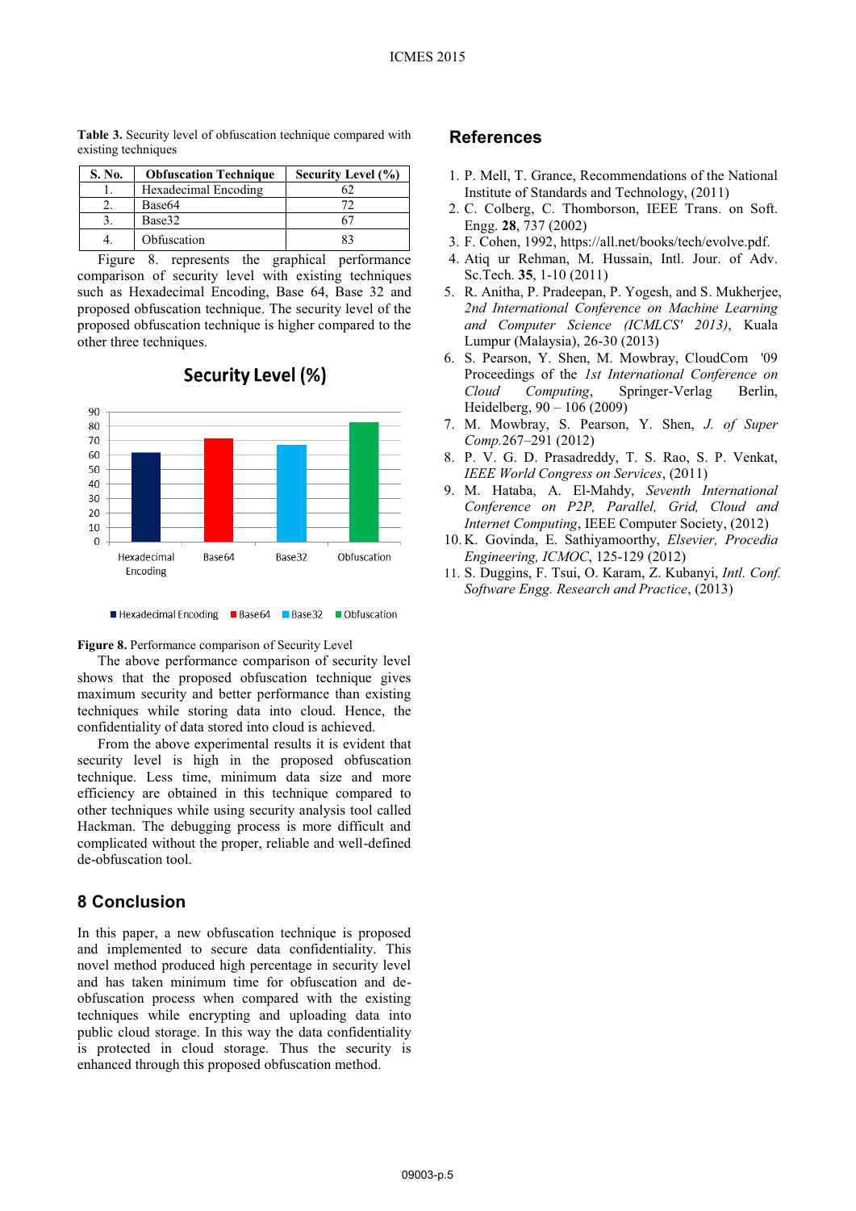**Table 3.** Security level of obfuscation technique compared with existing techniques

| S. No. | Obfuscation Technique | Security Level (%) |
| --- | --- | --- |
| 1. | Hexadecimal Encoding | 62 |
| 2. | Base64 | 72 |
| 3. | Base32 | 67 |
| 4. | Obfuscation | 83 |

Figure 8. represents the graphical performance comparison of security level with existing techniques such as Hexadecimal Encoding, Base 64, Base 32 and proposed obfuscation technique. The security level of the proposed obfuscation technique is higher compared to the other three techniques.

Security Level (%)

90
80
70
60
50
40
30
20
10
0

Hexadecimal Encoding
Base64
Base32
Obfuscation

Hexadecimal Encoding
Base64
Base32
Obfuscation

**Figure 8.** Performance comparison of Security Level

The above performance comparison of security level shows that the proposed obfuscation technique gives maximum security and better performance than existing techniques while storing data into cloud. Hence, the confidentiality of data stored into cloud is achieved.

From the above experimental results it is evident that security level is high in the proposed obfuscation technique. Less time, minimum data size and more efficiency are obtained in this technique compared to other techniques while using security analysis tool called Hackman. The debugging process is more difficult and complicated without the proper, reliable and well-defined de-obfuscation tool.

## 8 Conclusion

In this paper, a new obfuscation technique is proposed and implemented to secure data confidentiality. This novel method produced high percentage in security level and has taken minimum time for obfuscation and de-obfuscation process when compared with the existing techniques while encrypting and uploading data into public cloud storage. In this way the data confidentiality is protected in cloud storage. Thus the security is enhanced through this proposed obfuscation method.

## References

1. P. Mell, T. Grance, Recommendations of the National Institute of Standards and Technology, (2011)
2. C. Colberg, C. Thomborson, IEEE Trans. on Soft. Engg. **28**, 737 (2002)
3. F. Cohen, 1992, https://all.net/books/tech/evolve.pdf.
4. Atiq ur Rehman, M. Hussain, Intl. Jour. of Adv. Sc.Tech. **35**, 1-10 (2011)
5. R. Anitha, P. Pradeepan, P. Yogesh, and S. Mukherjee, *2nd International Conference on Machine Learning and Computer Science (ICMLCS' 2013)*, Kuala Lumpur (Malaysia), 26-30 (2013)
6. S. Pearson, Y. Shen, M. Mowbray, CloudCom '09 Proceedings of the *1st International Conference on Cloud Computing*, Springer-Verlag Berlin, Heidelberg, 90 – 106 (2009)
7. M. Mowbray, S. Pearson, Y. Shen, *J. of Super Comp.*267–291 (2012)
8. P. V. G. D. Prasadreddy, T. S. Rao, S. P. Venkat, *IEEE World Congress on Services*, (2011)
9. M. Hataba, A. El-Mahdy, *Seventh International Conference on P2P, Parallel, Grid, Cloud and Internet Computing*, IEEE Computer Society, (2012)
10. K. Govinda, E. Sathiyamoorthy, *Elsevier, Procedia Engineering, ICMOC*, 125-129 (2012)
11. S. Duggins, F. Tsui, O. Karam, Z. Kubanyi, *Intl. Conf. Software Engg. Research and Practice*, (2013)